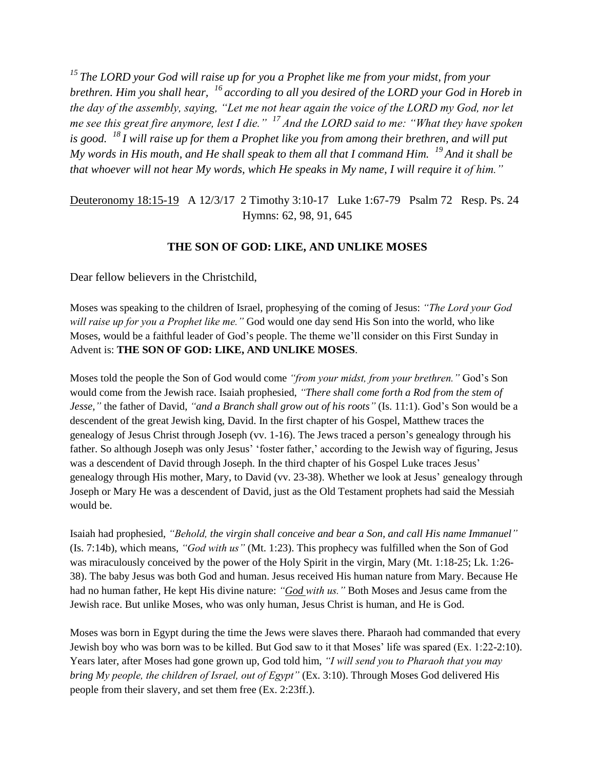*[15] The LORD your God will raise up for you a Prophet like me from your midst, from your brethren. Him you shall hear, [16] according to all you desired of the LORD your God in Horeb in the day of the assembly, saying, "Let me not hear again the voice of the LORD my God, nor let me see this great fire anymore, lest I die." [17] And the LORD said to me: "What they have spoken is good. [18] I will raise up for them a Prophet like you from among their brethren, and will put My words in His mouth, and He shall speak to them all that I command Him. [19] And it shall be that whoever will not hear My words, which He speaks in My name, I will require it of him."*

Deuteronomy 18:15-19 A 12/3/17 2 Timothy 3:10-17 Luke 1:67-79 Psalm 72 Resp. Ps. 24
Hymns: 62, 98, 91, 645

**THE SON OF GOD: LIKE, AND UNLIKE MOSES**

Dear fellow believers in the Christchild,

Moses was speaking to the children of Israel, prophesying of the coming of Jesus: *"The Lord your God will raise up for you a Prophet like me."* God would one day send His Son into the world, who like Moses, would be a faithful leader of God's people. The theme we'll consider on this First Sunday in Advent is: **THE SON OF GOD: LIKE, AND UNLIKE MOSES**.

Moses told the people the Son of God would come *"from your midst, from your brethren."* God's Son would come from the Jewish race. Isaiah prophesied, *"There shall come forth a Rod from the stem of Jesse,"* the father of David, *"and a Branch shall grow out of his roots"* (Is. 11:1). God's Son would be a descendent of the great Jewish king, David. In the first chapter of his Gospel, Matthew traces the genealogy of Jesus Christ through Joseph (vv. 1-16). The Jews traced a person's genealogy through his father. So although Joseph was only Jesus' 'foster father,' according to the Jewish way of figuring, Jesus was a descendent of David through Joseph. In the third chapter of his Gospel Luke traces Jesus' genealogy through His mother, Mary, to David (vv. 23-38). Whether we look at Jesus' genealogy through Joseph or Mary He was a descendent of David, just as the Old Testament prophets had said the Messiah would be.

Isaiah had prophesied, *"Behold, the virgin shall conceive and bear a Son, and call His name Immanuel"* (Is. 7:14b), which means, *"God with us"* (Mt. 1:23). This prophecy was fulfilled when the Son of God was miraculously conceived by the power of the Holy Spirit in the virgin, Mary (Mt. 1:18-25; Lk. 1:26-38). The baby Jesus was both God and human. Jesus received His human nature from Mary. Because He had no human father, He kept His divine nature: *"God with us."* Both Moses and Jesus came from the Jewish race. But unlike Moses, who was only human, Jesus Christ is human, and He is God.

Moses was born in Egypt during the time the Jews were slaves there. Pharaoh had commanded that every Jewish boy who was born was to be killed. But God saw to it that Moses' life was spared (Ex. 1:22-2:10). Years later, after Moses had gone grown up, God told him, *"I will send you to Pharaoh that you may bring My people, the children of Israel, out of Egypt"* (Ex. 3:10). Through Moses God delivered His people from their slavery, and set them free (Ex. 2:23ff.).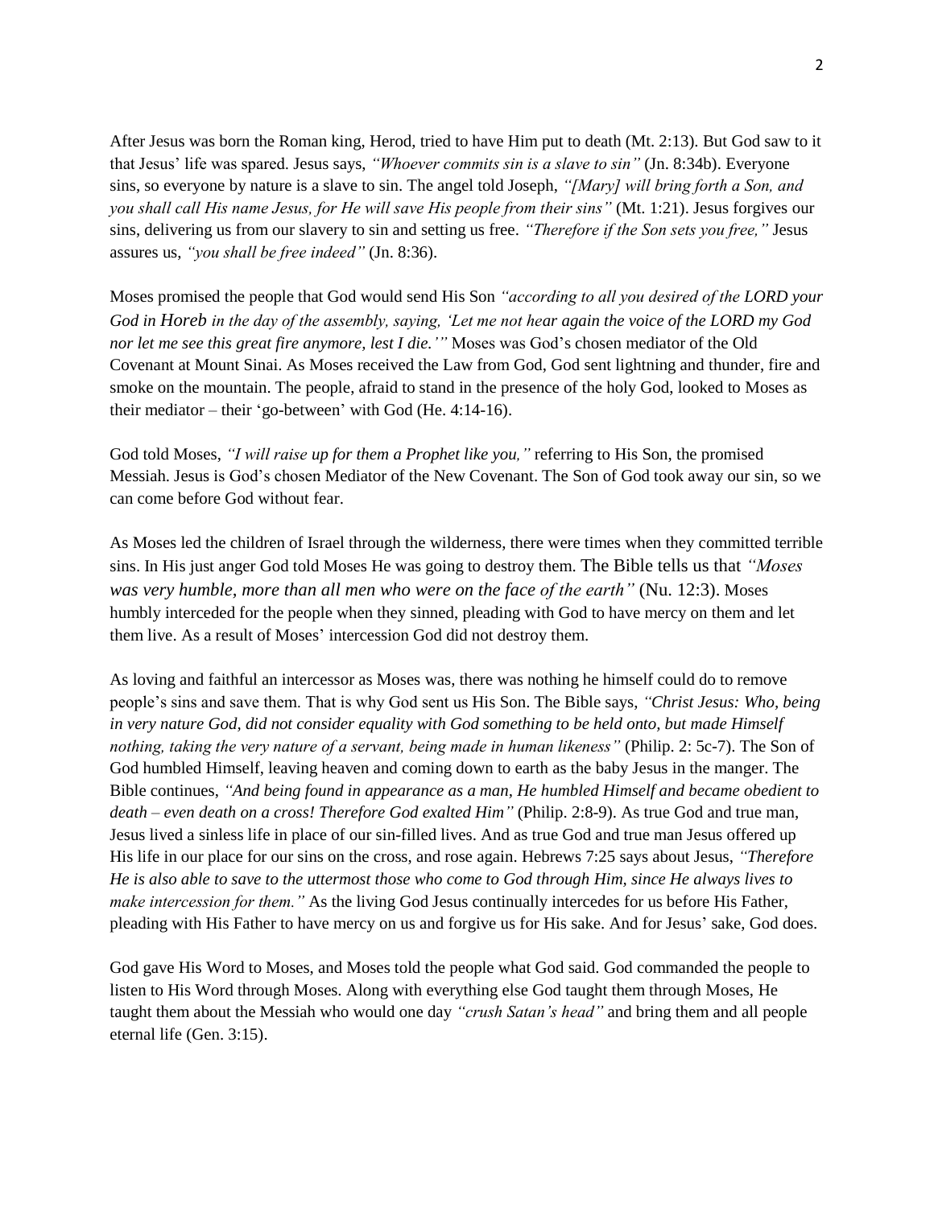After Jesus was born the Roman king, Herod, tried to have Him put to death (Mt. 2:13). But God saw to it that Jesus' life was spared. Jesus says, *"Whoever commits sin is a slave to sin"* (Jn. 8:34b). Everyone sins, so everyone by nature is a slave to sin. The angel told Joseph, *"[Mary] will bring forth a Son, and you shall call His name Jesus, for He will save His people from their sins"* (Mt. 1:21). Jesus forgives our sins, delivering us from our slavery to sin and setting us free. *"Therefore if the Son sets you free,"* Jesus assures us, *"you shall be free indeed"* (Jn. 8:36).

Moses promised the people that God would send His Son *"according to all you desired of the LORD your God in Horeb in the day of the assembly, saying, 'Let me not hear again the voice of the LORD my God nor let me see this great fire anymore, lest I die.'"* Moses was God's chosen mediator of the Old Covenant at Mount Sinai. As Moses received the Law from God, God sent lightning and thunder, fire and smoke on the mountain. The people, afraid to stand in the presence of the holy God, looked to Moses as their mediator – their 'go-between' with God (He. 4:14-16).

God told Moses, *"I will raise up for them a Prophet like you,"* referring to His Son, the promised Messiah. Jesus is God's chosen Mediator of the New Covenant. The Son of God took away our sin, so we can come before God without fear.

As Moses led the children of Israel through the wilderness, there were times when they committed terrible sins. In His just anger God told Moses He was going to destroy them. The Bible tells us that *"Moses was very humble, more than all men who were on the face of the earth"* (Nu. 12:3). Moses humbly interceded for the people when they sinned, pleading with God to have mercy on them and let them live. As a result of Moses' intercession God did not destroy them.

As loving and faithful an intercessor as Moses was, there was nothing he himself could do to remove people's sins and save them. That is why God sent us His Son. The Bible says, *"Christ Jesus: Who, being in very nature God, did not consider equality with God something to be held onto, but made Himself nothing, taking the very nature of a servant, being made in human likeness"* (Philip. 2: 5c-7). The Son of God humbled Himself, leaving heaven and coming down to earth as the baby Jesus in the manger. The Bible continues, *"And being found in appearance as a man, He humbled Himself and became obedient to death – even death on a cross! Therefore God exalted Him"* (Philip. 2:8-9). As true God and true man, Jesus lived a sinless life in place of our sin-filled lives. And as true God and true man Jesus offered up His life in our place for our sins on the cross, and rose again. Hebrews 7:25 says about Jesus, *"Therefore He is also able to save to the uttermost those who come to God through Him, since He always lives to make intercession for them."* As the living God Jesus continually intercedes for us before His Father, pleading with His Father to have mercy on us and forgive us for His sake. And for Jesus' sake, God does.

God gave His Word to Moses, and Moses told the people what God said. God commanded the people to listen to His Word through Moses. Along with everything else God taught them through Moses, He taught them about the Messiah who would one day *"crush Satan's head"* and bring them and all people eternal life (Gen. 3:15).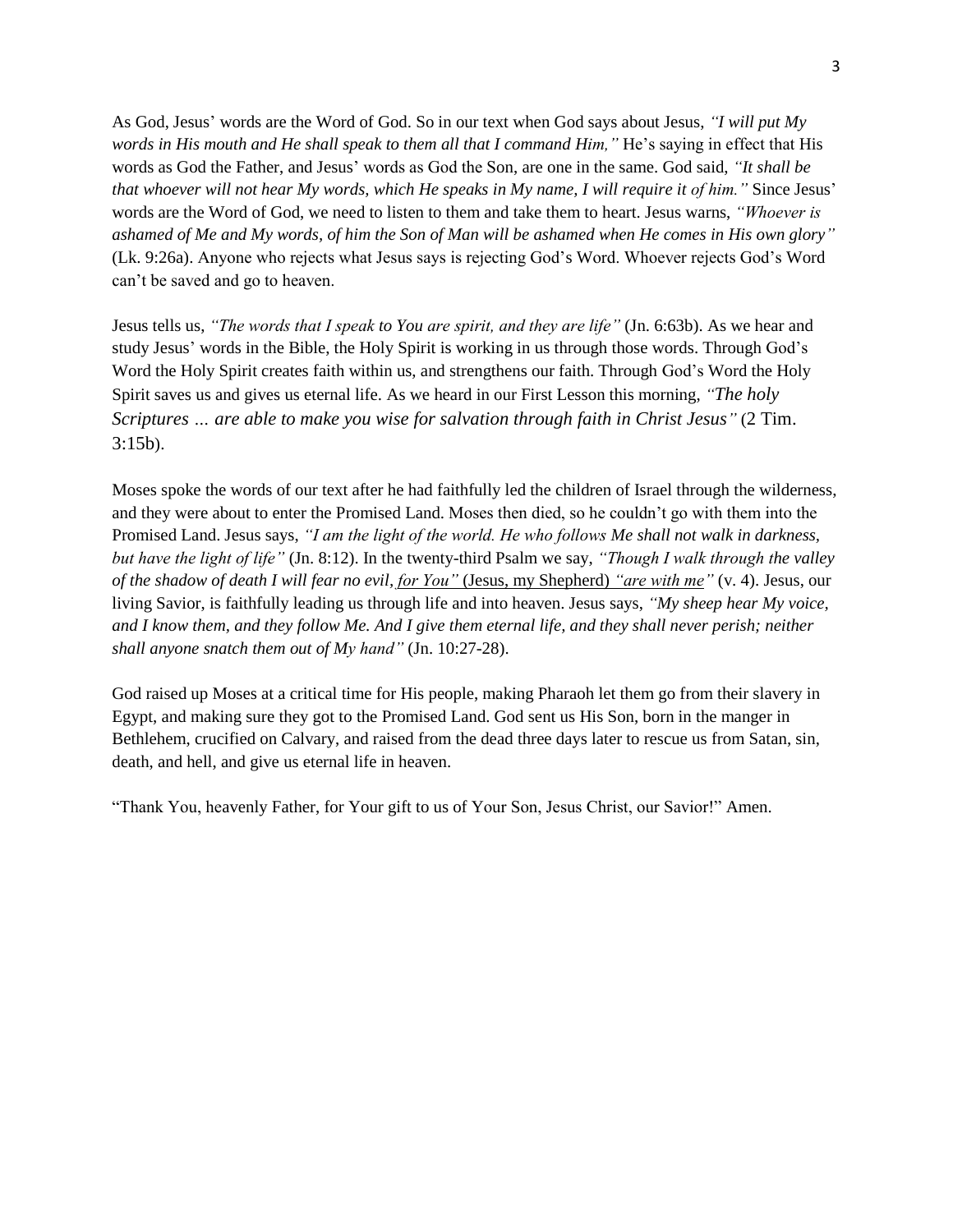As God, Jesus' words are the Word of God. So in our text when God says about Jesus, *"I will put My words in His mouth and He shall speak to them all that I command Him,"* He's saying in effect that His words as God the Father, and Jesus' words as God the Son, are one in the same. God said, *"It shall be that whoever will not hear My words, which He speaks in My name, I will require it of him."* Since Jesus' words are the Word of God, we need to listen to them and take them to heart. Jesus warns, *"Whoever is ashamed of Me and My words, of him the Son of Man will be ashamed when He comes in His own glory"* (Lk. 9:26a). Anyone who rejects what Jesus says is rejecting God's Word. Whoever rejects God's Word can't be saved and go to heaven.

Jesus tells us, *"The words that I speak to You are spirit, and they are life"* (Jn. 6:63b). As we hear and study Jesus' words in the Bible, the Holy Spirit is working in us through those words. Through God's Word the Holy Spirit creates faith within us, and strengthens our faith. Through God's Word the Holy Spirit saves us and gives us eternal life. As we heard in our First Lesson this morning, *"The holy Scriptures … are able to make you wise for salvation through faith in Christ Jesus"* (2 Tim. 3:15b).

Moses spoke the words of our text after he had faithfully led the children of Israel through the wilderness, and they were about to enter the Promised Land. Moses then died, so he couldn't go with them into the Promised Land. Jesus says, *"I am the light of the world. He who follows Me shall not walk in darkness, but have the light of life"* (Jn. 8:12). In the twenty-third Psalm we say, *"Though I walk through the valley of the shadow of death I will fear no evil, for You"* (Jesus, my Shepherd) *"are with me"* (v. 4). Jesus, our living Savior, is faithfully leading us through life and into heaven. Jesus says, *"My sheep hear My voice, and I know them, and they follow Me. And I give them eternal life, and they shall never perish; neither shall anyone snatch them out of My hand"* (Jn. 10:27-28).

God raised up Moses at a critical time for His people, making Pharaoh let them go from their slavery in Egypt, and making sure they got to the Promised Land. God sent us His Son, born in the manger in Bethlehem, crucified on Calvary, and raised from the dead three days later to rescue us from Satan, sin, death, and hell, and give us eternal life in heaven.

"Thank You, heavenly Father, for Your gift to us of Your Son, Jesus Christ, our Savior!" Amen.